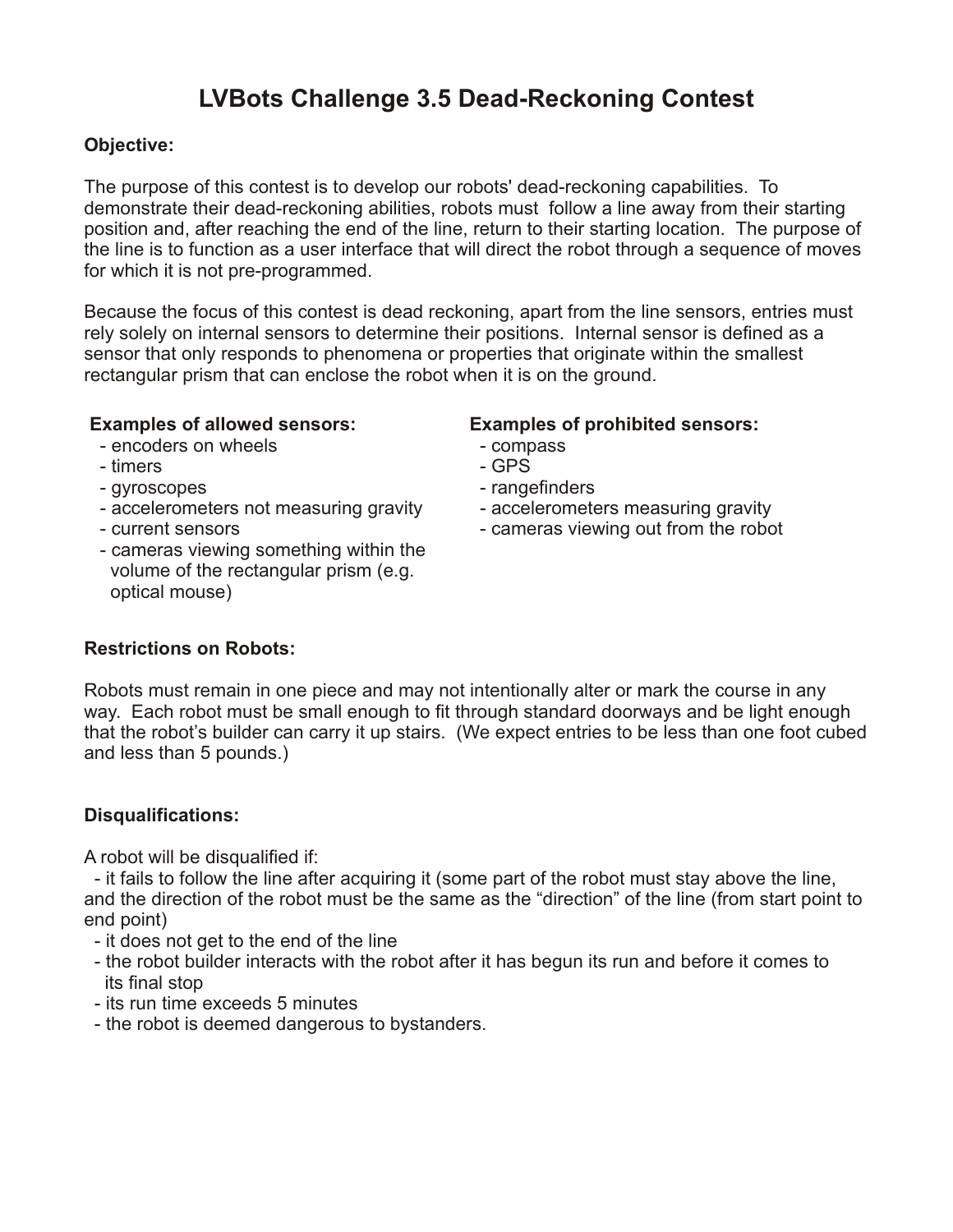# LVBots Challenge 3.5 Dead-Reckoning Contest

**Objective:**

The purpose of this contest is to develop our robots' dead-reckoning capabilities. To demonstrate their dead-reckoning abilities, robots must follow a line away from their starting position and, after reaching the end of the line, return to their starting location. The purpose of the line is to function as a user interface that will direct the robot through a sequence of moves for which it is not pre-programmed.

Because the focus of this contest is dead reckoning, apart from the line sensors, entries must rely solely on internal sensors to determine their positions. Internal sensor is defined as a sensor that only responds to phenomena or properties that originate within the smallest rectangular prism that can enclose the robot when it is on the ground.

**Examples of allowed sensors:**
- encoders on wheels
- timers
- gyroscopes
- accelerometers not measuring gravity
- current sensors
- cameras viewing something within the volume of the rectangular prism (e.g. optical mouse)

**Examples of prohibited sensors:**
- compass
- GPS
- rangefinders
- accelerometers measuring gravity
- cameras viewing out from the robot

**Restrictions on Robots:**

Robots must remain in one piece and may not intentionally alter or mark the course in any way. Each robot must be small enough to fit through standard doorways and be light enough that the robot's builder can carry it up stairs. (We expect entries to be less than one foot cubed and less than 5 pounds.)

**Disqualifications:**

A robot will be disqualified if:
- it fails to follow the line after acquiring it (some part of the robot must stay above the line, and the direction of the robot must be the same as the "direction" of the line (from start point to end point)
- it does not get to the end of the line
- the robot builder interacts with the robot after it has begun its run and before it comes to its final stop
- its run time exceeds 5 minutes
- the robot is deemed dangerous to bystanders.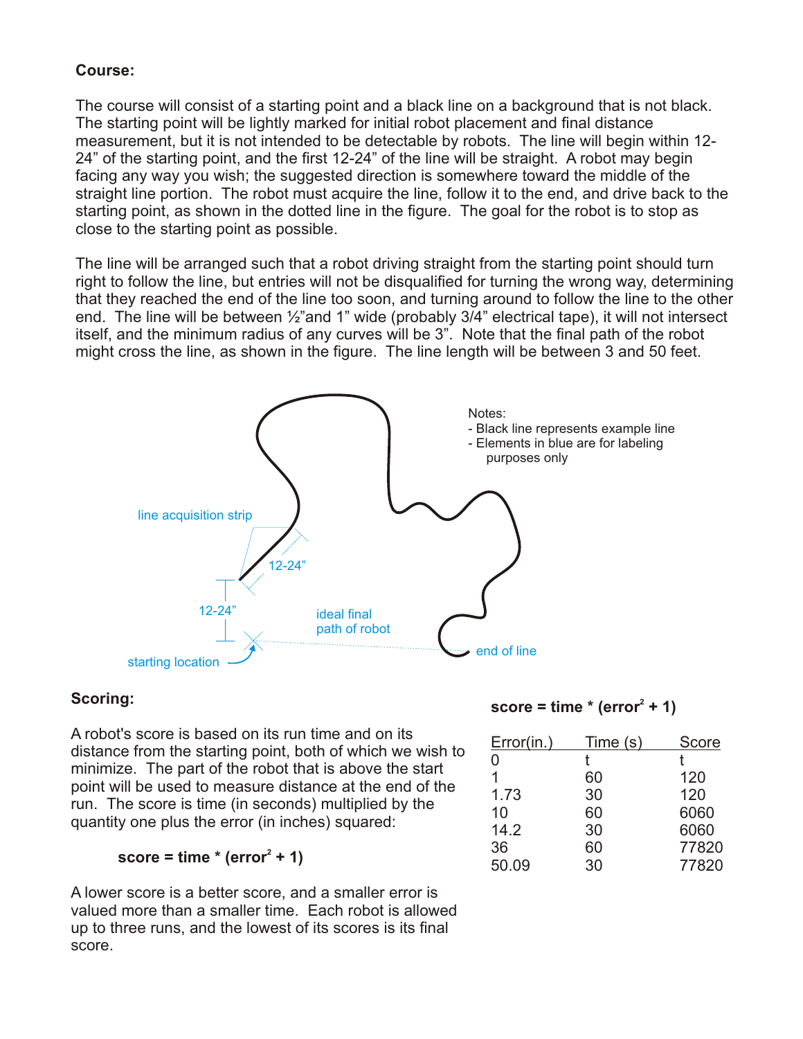**Course:**

The course will consist of a starting point and a black line on a background that is not black. The starting point will be lightly marked for initial robot placement and final distance measurement, but it is not intended to be detectable by robots. The line will begin within 12-24" of the starting point, and the first 12-24" of the line will be straight. A robot may begin facing any way you wish; the suggested direction is somewhere toward the middle of the straight line portion. The robot must acquire the line, follow it to the end, and drive back to the starting point, as shown in the dotted line in the figure. The goal for the robot is to stop as close to the starting point as possible.

The line will be arranged such that a robot driving straight from the starting point should turn right to follow the line, but entries will not be disqualified for turning the wrong way, determining that they reached the end of the line too soon, and turning around to follow the line to the other end. The line will be between ½"and 1" wide (probably 3/4" electrical tape), it will not intersect itself, and the minimum radius of any curves will be 3". Note that the final path of the robot might cross the line, as shown in the figure. The line length will be between 3 and 50 feet.

Notes:
- Black line represents example line
- Elements in blue are for labeling purposes only

line acquisition strip

12-24"

12-24"

ideal final path of robot

starting location

end of line

**Scoring:**

A robot's score is based on its run time and on its distance from the starting point, both of which we wish to minimize. The part of the robot that is above the start point will be used to measure distance at the end of the run. The score is time (in seconds) multiplied by the quantity one plus the error (in inches) squared:

$$\textbf{score} = \textbf{time} * (\textbf{error}^2 + 1)$$

A lower score is a better score, and a smaller error is valued more than a smaller time. Each robot is allowed up to three runs, and the lowest of its scores is its final score.

$$\textbf{score} = \textbf{time} * (\textbf{error}^2 + 1)$$

| Error(in.) | Time (s) | Score |
|---|---|---|
| 0 | t | t |
| 1 | 60 | 120 |
| 1.73 | 30 | 120 |
| 10 | 60 | 6060 |
| 14.2 | 30 | 6060 |
| 36 | 60 | 77820 |
| 50.09 | 30 | 77820 |